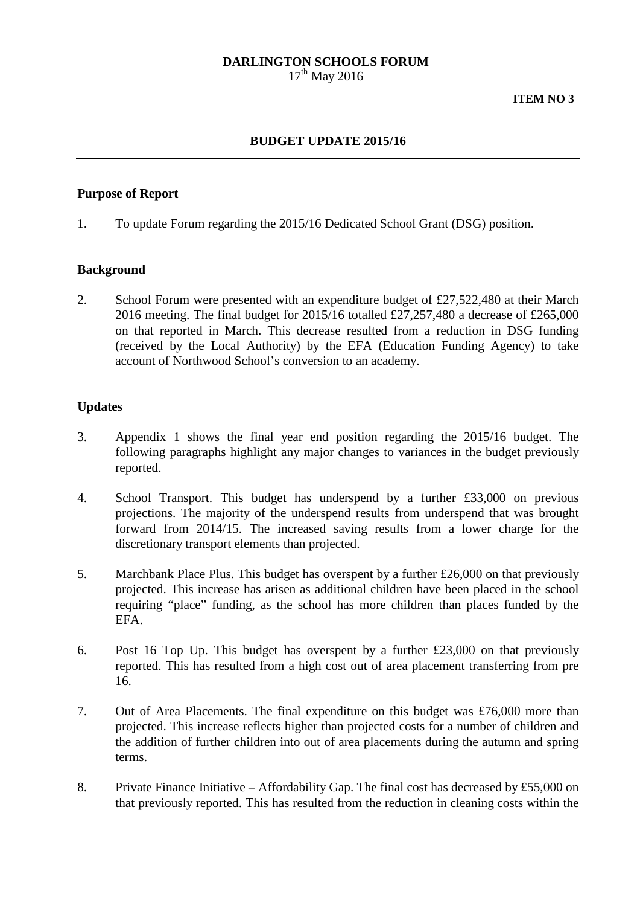**DARLINGTON SCHOOLS FORUM**
17th May 2016

**ITEM NO 3**

---

## BUDGET UPDATE 2015/16

---

### Purpose of Report

1. To update Forum regarding the 2015/16 Dedicated School Grant (DSG) position.

### Background

2. School Forum were presented with an expenditure budget of £27,522,480 at their March 2016 meeting. The final budget for 2015/16 totalled £27,257,480 a decrease of £265,000 on that reported in March. This decrease resulted from a reduction in DSG funding (received by the Local Authority) by the EFA (Education Funding Agency) to take account of Northwood School's conversion to an academy.

### Updates

3. Appendix 1 shows the final year end position regarding the 2015/16 budget. The following paragraphs highlight any major changes to variances in the budget previously reported.

4. School Transport. This budget has underspend by a further £33,000 on previous projections. The majority of the underspend results from underspend that was brought forward from 2014/15. The increased saving results from a lower charge for the discretionary transport elements than projected.

5. Marchbank Place Plus. This budget has overspent by a further £26,000 on that previously projected. This increase has arisen as additional children have been placed in the school requiring "place" funding, as the school has more children than places funded by the EFA.

6. Post 16 Top Up. This budget has overspent by a further £23,000 on that previously reported. This has resulted from a high cost out of area placement transferring from pre 16.

7. Out of Area Placements. The final expenditure on this budget was £76,000 more than projected. This increase reflects higher than projected costs for a number of children and the addition of further children into out of area placements during the autumn and spring terms.

8. Private Finance Initiative – Affordability Gap. The final cost has decreased by £55,000 on that previously reported. This has resulted from the reduction in cleaning costs within the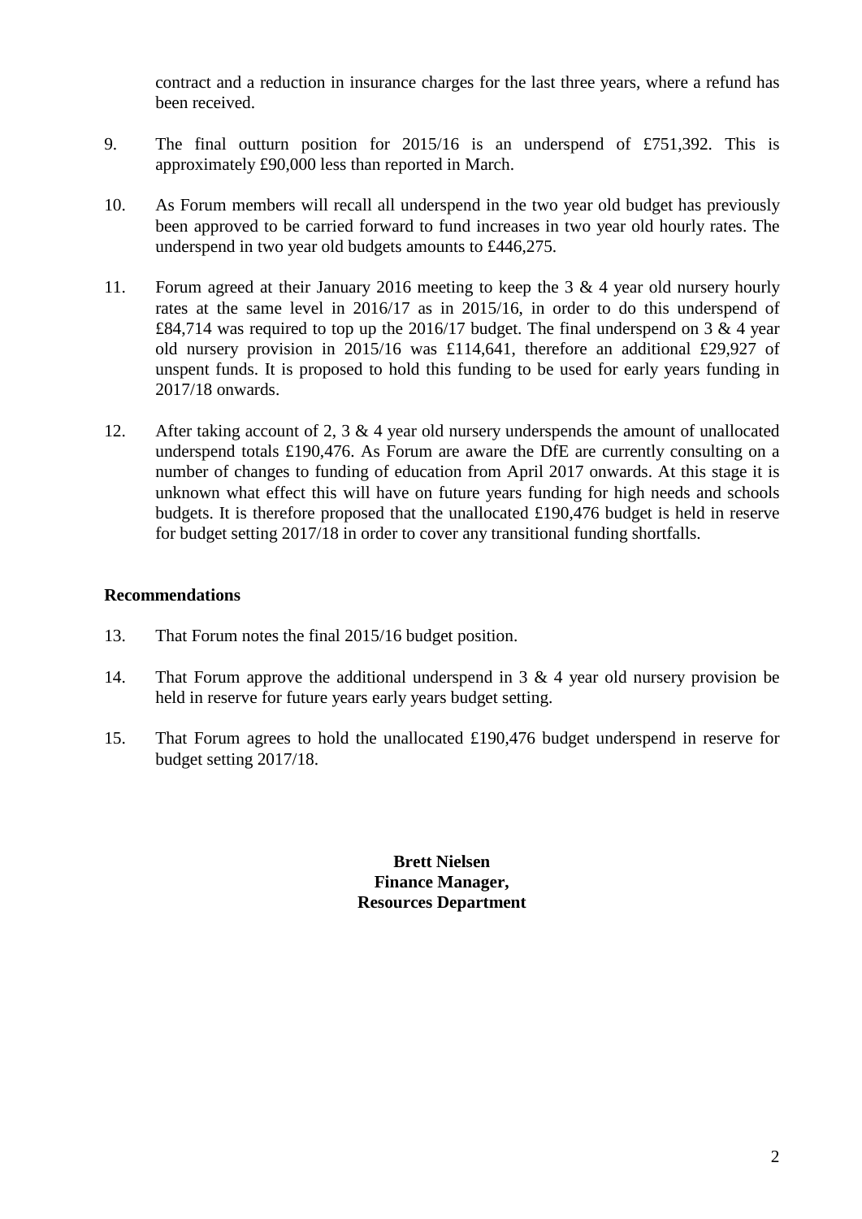contract and a reduction in insurance charges for the last three years, where a refund has been received.

9. The final outturn position for 2015/16 is an underspend of £751,392. This is approximately £90,000 less than reported in March.

10. As Forum members will recall all underspend in the two year old budget has previously been approved to be carried forward to fund increases in two year old hourly rates. The underspend in two year old budgets amounts to £446,275.

11. Forum agreed at their January 2016 meeting to keep the 3 & 4 year old nursery hourly rates at the same level in 2016/17 as in 2015/16, in order to do this underspend of £84,714 was required to top up the 2016/17 budget. The final underspend on 3 & 4 year old nursery provision in 2015/16 was £114,641, therefore an additional £29,927 of unspent funds. It is proposed to hold this funding to be used for early years funding in 2017/18 onwards.

12. After taking account of 2, 3 & 4 year old nursery underspends the amount of unallocated underspend totals £190,476. As Forum are aware the DfE are currently consulting on a number of changes to funding of education from April 2017 onwards. At this stage it is unknown what effect this will have on future years funding for high needs and schools budgets. It is therefore proposed that the unallocated £190,476 budget is held in reserve for budget setting 2017/18 in order to cover any transitional funding shortfalls.

**Recommendations**

13. That Forum notes the final 2015/16 budget position.

14. That Forum approve the additional underspend in 3 & 4 year old nursery provision be held in reserve for future years early years budget setting.

15. That Forum agrees to hold the unallocated £190,476 budget underspend in reserve for budget setting 2017/18.

**Brett Nielsen**
**Finance Manager,**
**Resources Department**